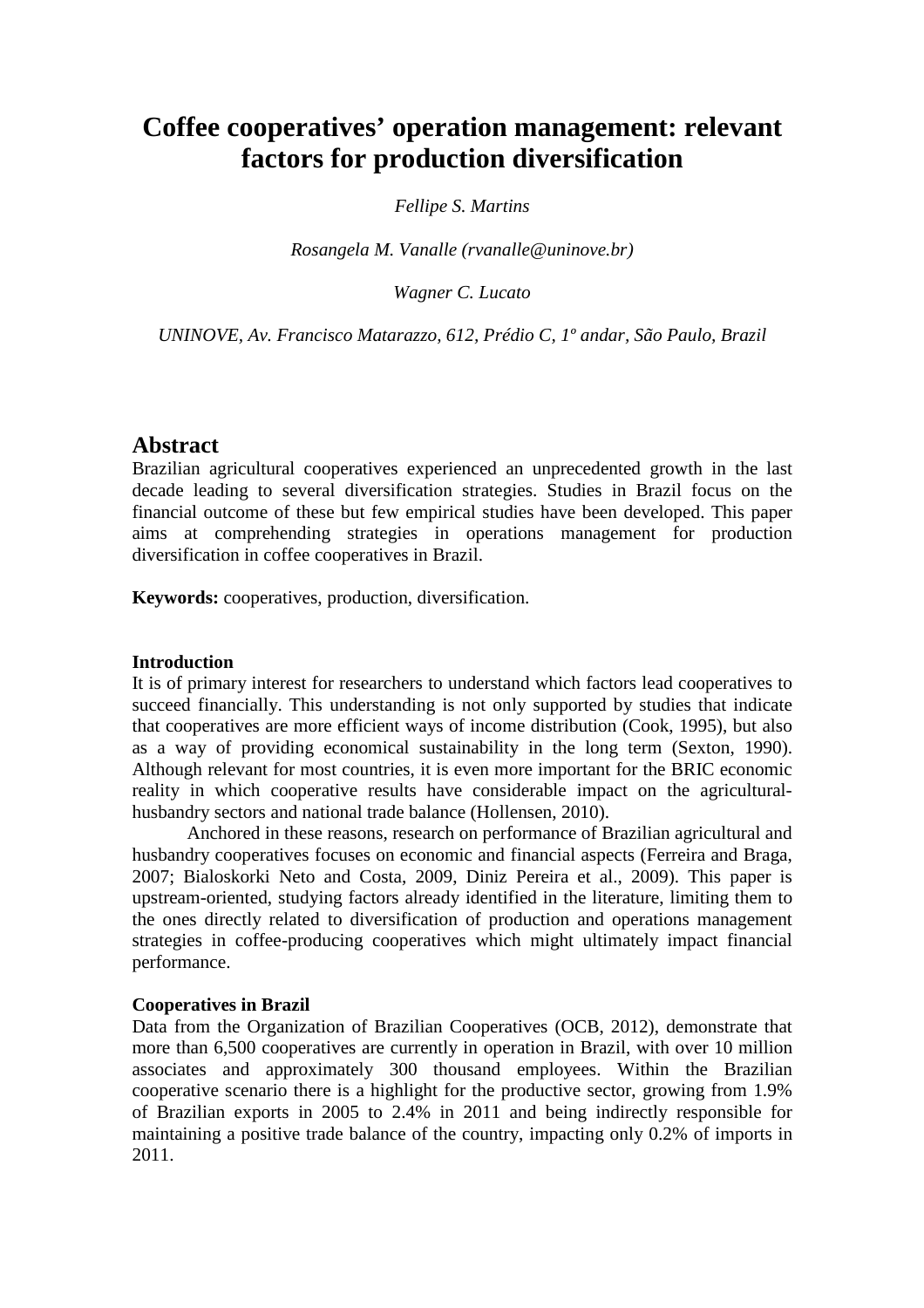# Coffee cooperatives' operation management: relevant factors for production diversification

*Fellipe S. Martins*

*Rosangela M. Vanalle (rvanalle@uninove.br)*

*Wagner C. Lucato*

*UNINOVE, Av. Francisco Matarazzo, 612, Prédio C, 1º andar, São Paulo, Brazil*

## Abstract

Brazilian agricultural cooperatives experienced an unprecedented growth in the last decade leading to several diversification strategies. Studies in Brazil focus on the financial outcome of these but few empirical studies have been developed. This paper aims at comprehending strategies in operations management for production diversification in coffee cooperatives in Brazil.

**Keywords:** cooperatives, production, diversification.

### Introduction

It is of primary interest for researchers to understand which factors lead cooperatives to succeed financially. This understanding is not only supported by studies that indicate that cooperatives are more efficient ways of income distribution (Cook, 1995), but also as a way of providing economical sustainability in the long term (Sexton, 1990). Although relevant for most countries, it is even more important for the BRIC economic reality in which cooperative results have considerable impact on the agricultural-husbandry sectors and national trade balance (Hollensen, 2010).

Anchored in these reasons, research on performance of Brazilian agricultural and husbandry cooperatives focuses on economic and financial aspects (Ferreira and Braga, 2007; Bialoskorki Neto and Costa, 2009, Diniz Pereira et al., 2009). This paper is upstream-oriented, studying factors already identified in the literature, limiting them to the ones directly related to diversification of production and operations management strategies in coffee-producing cooperatives which might ultimately impact financial performance.

### Cooperatives in Brazil

Data from the Organization of Brazilian Cooperatives (OCB, 2012), demonstrate that more than 6,500 cooperatives are currently in operation in Brazil, with over 10 million associates and approximately 300 thousand employees. Within the Brazilian cooperative scenario there is a highlight for the productive sector, growing from 1.9% of Brazilian exports in 2005 to 2.4% in 2011 and being indirectly responsible for maintaining a positive trade balance of the country, impacting only 0.2% of imports in 2011.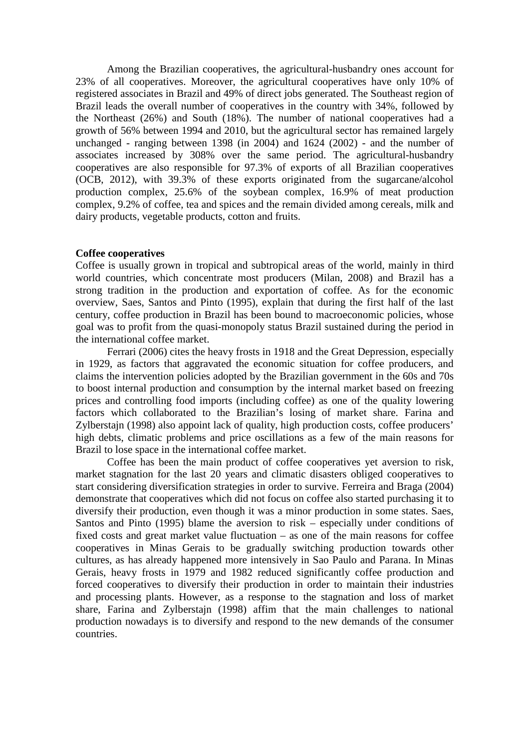Among the Brazilian cooperatives, the agricultural-husbandry ones account for 23% of all cooperatives. Moreover, the agricultural cooperatives have only 10% of registered associates in Brazil and 49% of direct jobs generated. The Southeast region of Brazil leads the overall number of cooperatives in the country with 34%, followed by the Northeast (26%) and South (18%). The number of national cooperatives had a growth of 56% between 1994 and 2010, but the agricultural sector has remained largely unchanged - ranging between 1398 (in 2004) and 1624 (2002) - and the number of associates increased by 308% over the same period. The agricultural-husbandry cooperatives are also responsible for 97.3% of exports of all Brazilian cooperatives (OCB, 2012), with 39.3% of these exports originated from the sugarcane/alcohol production complex, 25.6% of the soybean complex, 16.9% of meat production complex, 9.2% of coffee, tea and spices and the remain divided among cereals, milk and dairy products, vegetable products, cotton and fruits.

**Coffee cooperatives**

Coffee is usually grown in tropical and subtropical areas of the world, mainly in third world countries, which concentrate most producers (Milan, 2008) and Brazil has a strong tradition in the production and exportation of coffee. As for the economic overview, Saes, Santos and Pinto (1995), explain that during the first half of the last century, coffee production in Brazil has been bound to macroeconomic policies, whose goal was to profit from the quasi-monopoly status Brazil sustained during the period in the international coffee market.

Ferrari (2006) cites the heavy frosts in 1918 and the Great Depression, especially in 1929, as factors that aggravated the economic situation for coffee producers, and claims the intervention policies adopted by the Brazilian government in the 60s and 70s to boost internal production and consumption by the internal market based on freezing prices and controlling food imports (including coffee) as one of the quality lowering factors which collaborated to the Brazilian's losing of market share. Farina and Zylberstajn (1998) also appoint lack of quality, high production costs, coffee producers' high debts, climatic problems and price oscillations as a few of the main reasons for Brazil to lose space in the international coffee market.

Coffee has been the main product of coffee cooperatives yet aversion to risk, market stagnation for the last 20 years and climatic disasters obliged cooperatives to start considering diversification strategies in order to survive. Ferreira and Braga (2004) demonstrate that cooperatives which did not focus on coffee also started purchasing it to diversify their production, even though it was a minor production in some states. Saes, Santos and Pinto (1995) blame the aversion to risk – especially under conditions of fixed costs and great market value fluctuation – as one of the main reasons for coffee cooperatives in Minas Gerais to be gradually switching production towards other cultures, as has already happened more intensively in Sao Paulo and Parana. In Minas Gerais, heavy frosts in 1979 and 1982 reduced significantly coffee production and forced cooperatives to diversify their production in order to maintain their industries and processing plants. However, as a response to the stagnation and loss of market share, Farina and Zylberstajn (1998) affim that the main challenges to national production nowadays is to diversify and respond to the new demands of the consumer countries.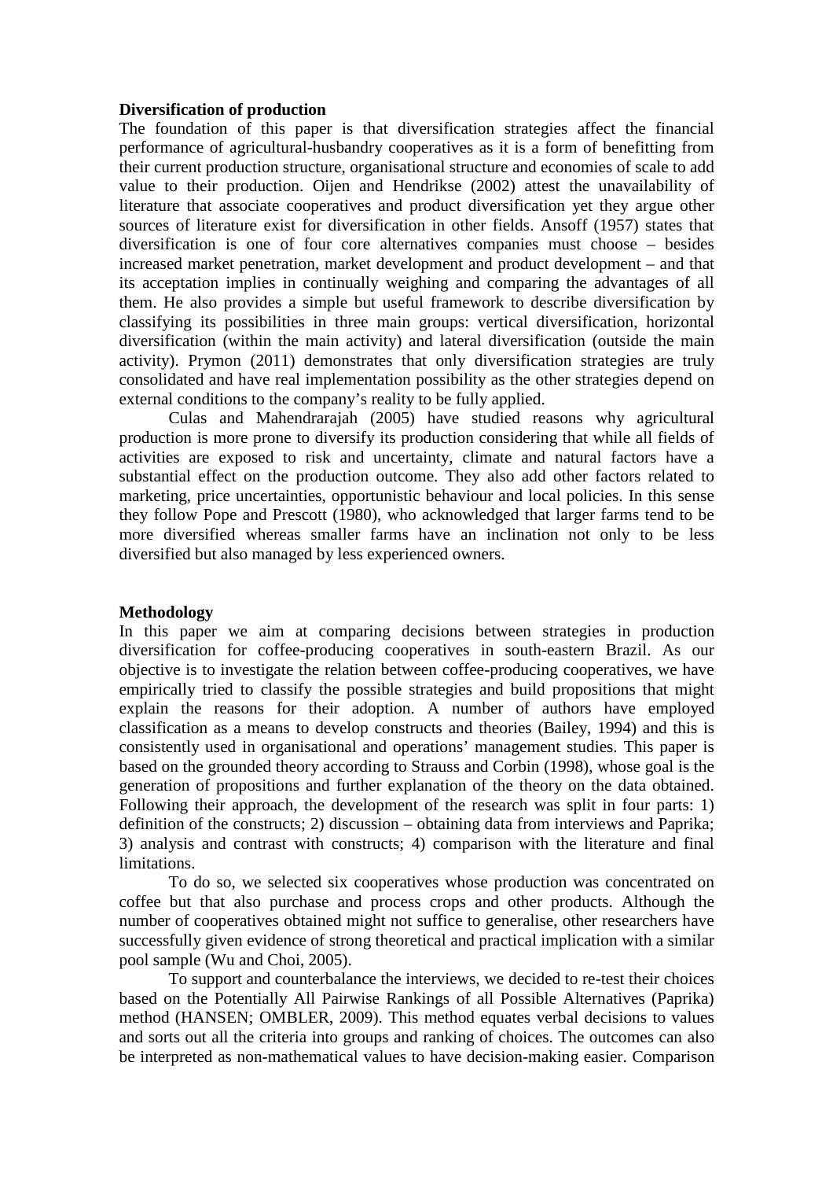**Diversification of production**

The foundation of this paper is that diversification strategies affect the financial performance of agricultural-husbandry cooperatives as it is a form of benefitting from their current production structure, organisational structure and economies of scale to add value to their production. Oijen and Hendrikse (2002) attest the unavailability of literature that associate cooperatives and product diversification yet they argue other sources of literature exist for diversification in other fields. Ansoff (1957) states that diversification is one of four core alternatives companies must choose – besides increased market penetration, market development and product development – and that its acceptation implies in continually weighing and comparing the advantages of all them. He also provides a simple but useful framework to describe diversification by classifying its possibilities in three main groups: vertical diversification, horizontal diversification (within the main activity) and lateral diversification (outside the main activity). Prymon (2011) demonstrates that only diversification strategies are truly consolidated and have real implementation possibility as the other strategies depend on external conditions to the company's reality to be fully applied.

Culas and Mahendrarajah (2005) have studied reasons why agricultural production is more prone to diversify its production considering that while all fields of activities are exposed to risk and uncertainty, climate and natural factors have a substantial effect on the production outcome. They also add other factors related to marketing, price uncertainties, opportunistic behaviour and local policies. In this sense they follow Pope and Prescott (1980), who acknowledged that larger farms tend to be more diversified whereas smaller farms have an inclination not only to be less diversified but also managed by less experienced owners.

**Methodology**

In this paper we aim at comparing decisions between strategies in production diversification for coffee-producing cooperatives in south-eastern Brazil. As our objective is to investigate the relation between coffee-producing cooperatives, we have empirically tried to classify the possible strategies and build propositions that might explain the reasons for their adoption. A number of authors have employed classification as a means to develop constructs and theories (Bailey, 1994) and this is consistently used in organisational and operations' management studies. This paper is based on the grounded theory according to Strauss and Corbin (1998), whose goal is the generation of propositions and further explanation of the theory on the data obtained. Following their approach, the development of the research was split in four parts: 1) definition of the constructs; 2) discussion – obtaining data from interviews and Paprika; 3) analysis and contrast with constructs; 4) comparison with the literature and final limitations.

To do so, we selected six cooperatives whose production was concentrated on coffee but that also purchase and process crops and other products. Although the number of cooperatives obtained might not suffice to generalise, other researchers have successfully given evidence of strong theoretical and practical implication with a similar pool sample (Wu and Choi, 2005).

To support and counterbalance the interviews, we decided to re-test their choices based on the Potentially All Pairwise Rankings of all Possible Alternatives (Paprika) method (HANSEN; OMBLER, 2009). This method equates verbal decisions to values and sorts out all the criteria into groups and ranking of choices. The outcomes can also be interpreted as non-mathematical values to have decision-making easier. Comparison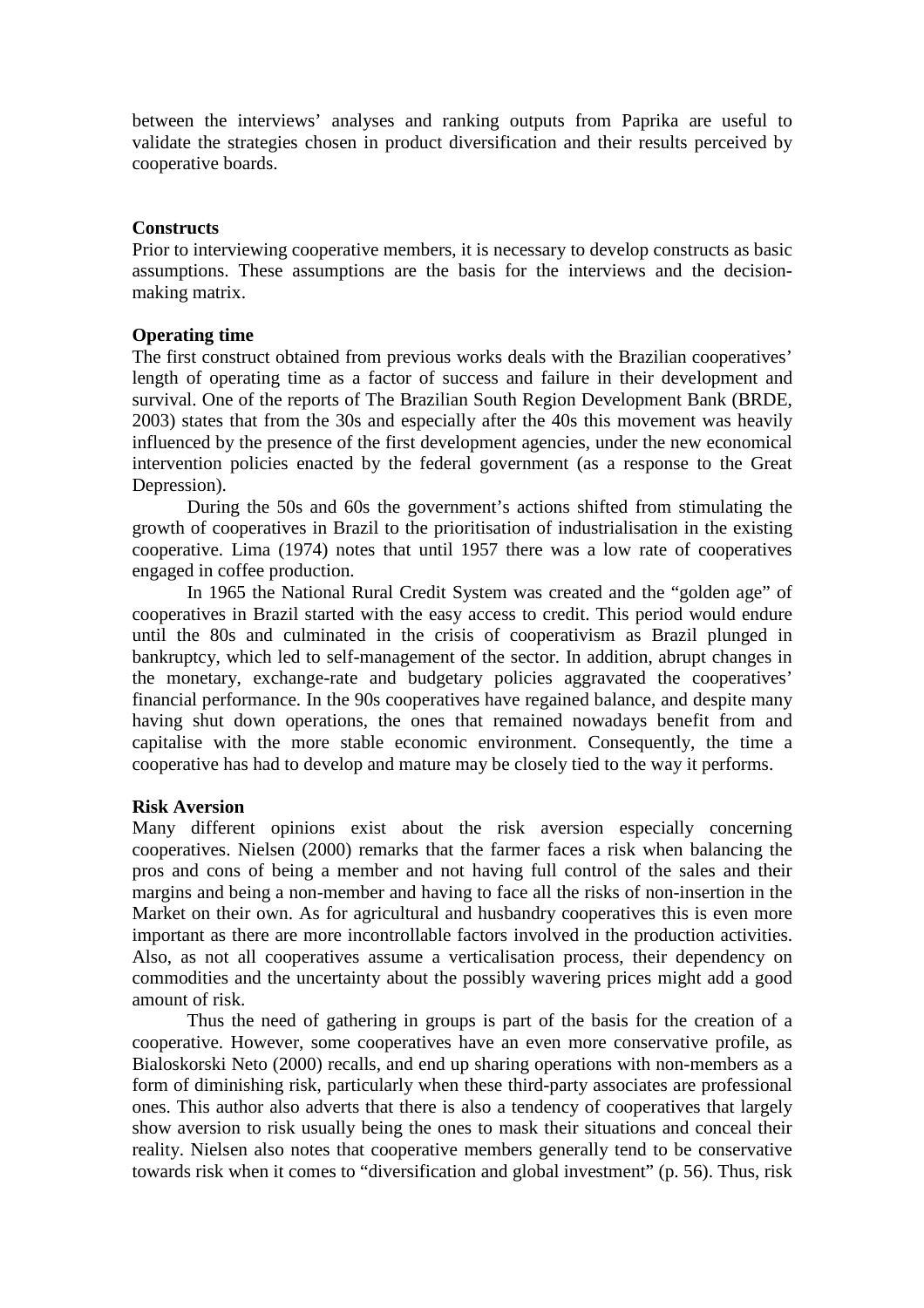between the interviews' analyses and ranking outputs from Paprika are useful to validate the strategies chosen in product diversification and their results perceived by cooperative boards.

**Constructs**

Prior to interviewing cooperative members, it is necessary to develop constructs as basic assumptions. These assumptions are the basis for the interviews and the decision-making matrix.

**Operating time**

The first construct obtained from previous works deals with the Brazilian cooperatives' length of operating time as a factor of success and failure in their development and survival. One of the reports of The Brazilian South Region Development Bank (BRDE, 2003) states that from the 30s and especially after the 40s this movement was heavily influenced by the presence of the first development agencies, under the new economical intervention policies enacted by the federal government (as a response to the Great Depression).

During the 50s and 60s the government's actions shifted from stimulating the growth of cooperatives in Brazil to the prioritisation of industrialisation in the existing cooperative. Lima (1974) notes that until 1957 there was a low rate of cooperatives engaged in coffee production.

In 1965 the National Rural Credit System was created and the "golden age" of cooperatives in Brazil started with the easy access to credit. This period would endure until the 80s and culminated in the crisis of cooperativism as Brazil plunged in bankruptcy, which led to self-management of the sector. In addition, abrupt changes in the monetary, exchange-rate and budgetary policies aggravated the cooperatives' financial performance. In the 90s cooperatives have regained balance, and despite many having shut down operations, the ones that remained nowadays benefit from and capitalise with the more stable economic environment. Consequently, the time a cooperative has had to develop and mature may be closely tied to the way it performs.

**Risk Aversion**

Many different opinions exist about the risk aversion especially concerning cooperatives. Nielsen (2000) remarks that the farmer faces a risk when balancing the pros and cons of being a member and not having full control of the sales and their margins and being a non-member and having to face all the risks of non-insertion in the Market on their own. As for agricultural and husbandry cooperatives this is even more important as there are more incontrollable factors involved in the production activities. Also, as not all cooperatives assume a verticalisation process, their dependency on commodities and the uncertainty about the possibly wavering prices might add a good amount of risk.

Thus the need of gathering in groups is part of the basis for the creation of a cooperative. However, some cooperatives have an even more conservative profile, as Bialoskorski Neto (2000) recalls, and end up sharing operations with non-members as a form of diminishing risk, particularly when these third-party associates are professional ones. This author also adverts that there is also a tendency of cooperatives that largely show aversion to risk usually being the ones to mask their situations and conceal their reality. Nielsen also notes that cooperative members generally tend to be conservative towards risk when it comes to "diversification and global investment" (p. 56). Thus, risk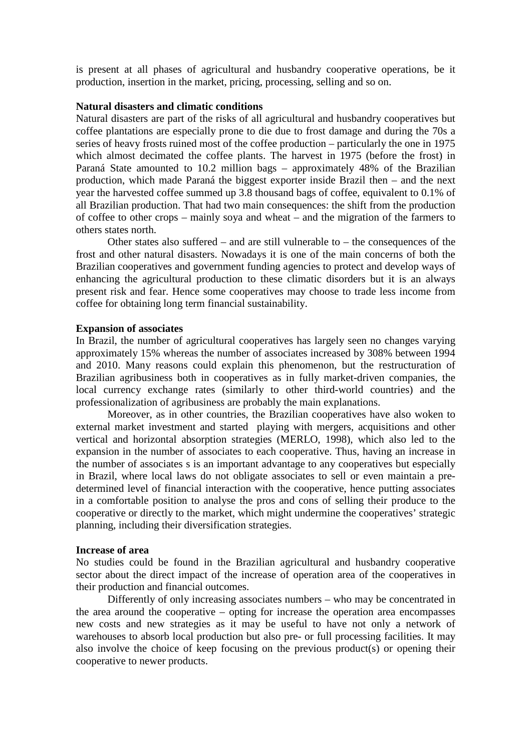is present at all phases of agricultural and husbandry cooperative operations, be it production, insertion in the market, pricing, processing, selling and so on.

**Natural disasters and climatic conditions**

Natural disasters are part of the risks of all agricultural and husbandry cooperatives but coffee plantations are especially prone to die due to frost damage and during the 70s a series of heavy frosts ruined most of the coffee production – particularly the one in 1975 which almost decimated the coffee plants. The harvest in 1975 (before the frost) in Paraná State amounted to 10.2 million bags – approximately 48% of the Brazilian production, which made Paraná the biggest exporter inside Brazil then – and the next year the harvested coffee summed up 3.8 thousand bags of coffee, equivalent to 0.1% of all Brazilian production. That had two main consequences: the shift from the production of coffee to other crops – mainly soya and wheat – and the migration of the farmers to others states north.

Other states also suffered – and are still vulnerable to – the consequences of the frost and other natural disasters. Nowadays it is one of the main concerns of both the Brazilian cooperatives and government funding agencies to protect and develop ways of enhancing the agricultural production to these climatic disorders but it is an always present risk and fear. Hence some cooperatives may choose to trade less income from coffee for obtaining long term financial sustainability.

**Expansion of associates**

In Brazil, the number of agricultural cooperatives has largely seen no changes varying approximately 15% whereas the number of associates increased by 308% between 1994 and 2010. Many reasons could explain this phenomenon, but the restructuration of Brazilian agribusiness both in cooperatives as in fully market-driven companies, the local currency exchange rates (similarly to other third-world countries) and the professionalization of agribusiness are probably the main explanations.

Moreover, as in other countries, the Brazilian cooperatives have also woken to external market investment and started playing with mergers, acquisitions and other vertical and horizontal absorption strategies (MERLO, 1998), which also led to the expansion in the number of associates to each cooperative. Thus, having an increase in the number of associates s is an important advantage to any cooperatives but especially in Brazil, where local laws do not obligate associates to sell or even maintain a pre-determined level of financial interaction with the cooperative, hence putting associates in a comfortable position to analyse the pros and cons of selling their produce to the cooperative or directly to the market, which might undermine the cooperatives' strategic planning, including their diversification strategies.

**Increase of area**

No studies could be found in the Brazilian agricultural and husbandry cooperative sector about the direct impact of the increase of operation area of the cooperatives in their production and financial outcomes.

Differently of only increasing associates numbers – who may be concentrated in the area around the cooperative – opting for increase the operation area encompasses new costs and new strategies as it may be useful to have not only a network of warehouses to absorb local production but also pre- or full processing facilities. It may also involve the choice of keep focusing on the previous product(s) or opening their cooperative to newer products.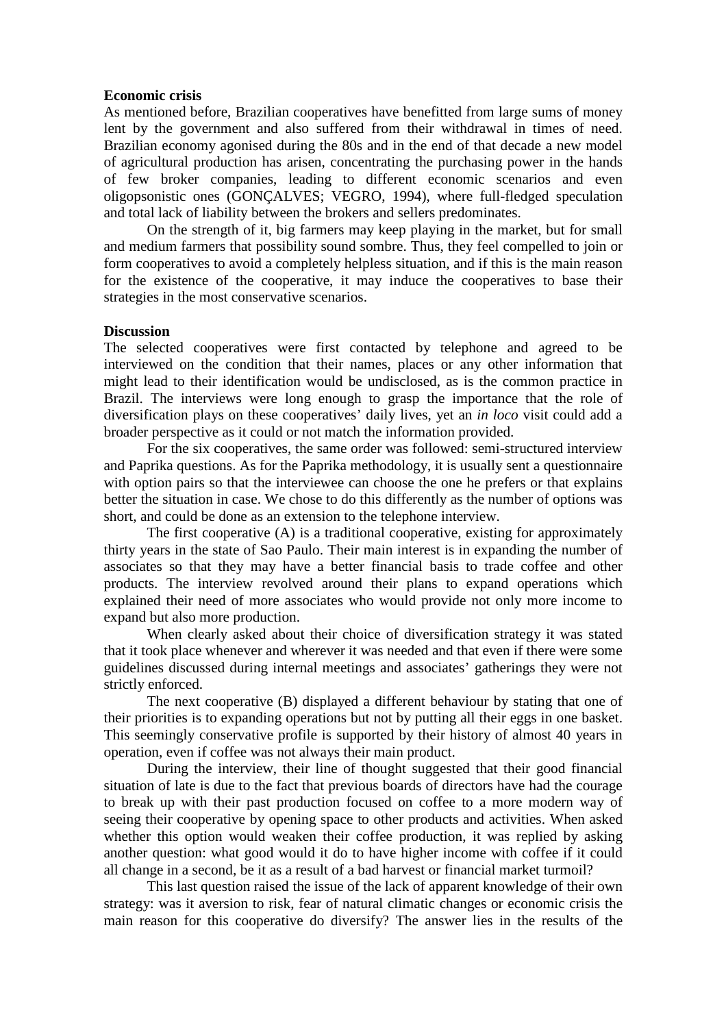**Economic crisis**

As mentioned before, Brazilian cooperatives have benefitted from large sums of money lent by the government and also suffered from their withdrawal in times of need. Brazilian economy agonised during the 80s and in the end of that decade a new model of agricultural production has arisen, concentrating the purchasing power in the hands of few broker companies, leading to different economic scenarios and even oligopsonistic ones (GONÇALVES; VEGRO, 1994), where full-fledged speculation and total lack of liability between the brokers and sellers predominates.

On the strength of it, big farmers may keep playing in the market, but for small and medium farmers that possibility sound sombre. Thus, they feel compelled to join or form cooperatives to avoid a completely helpless situation, and if this is the main reason for the existence of the cooperative, it may induce the cooperatives to base their strategies in the most conservative scenarios.

**Discussion**

The selected cooperatives were first contacted by telephone and agreed to be interviewed on the condition that their names, places or any other information that might lead to their identification would be undisclosed, as is the common practice in Brazil. The interviews were long enough to grasp the importance that the role of diversification plays on these cooperatives' daily lives, yet an *in loco* visit could add a broader perspective as it could or not match the information provided.

For the six cooperatives, the same order was followed: semi-structured interview and Paprika questions. As for the Paprika methodology, it is usually sent a questionnaire with option pairs so that the interviewee can choose the one he prefers or that explains better the situation in case. We chose to do this differently as the number of options was short, and could be done as an extension to the telephone interview.

The first cooperative (A) is a traditional cooperative, existing for approximately thirty years in the state of Sao Paulo. Their main interest is in expanding the number of associates so that they may have a better financial basis to trade coffee and other products. The interview revolved around their plans to expand operations which explained their need of more associates who would provide not only more income to expand but also more production.

When clearly asked about their choice of diversification strategy it was stated that it took place whenever and wherever it was needed and that even if there were some guidelines discussed during internal meetings and associates' gatherings they were not strictly enforced.

The next cooperative (B) displayed a different behaviour by stating that one of their priorities is to expanding operations but not by putting all their eggs in one basket. This seemingly conservative profile is supported by their history of almost 40 years in operation, even if coffee was not always their main product.

During the interview, their line of thought suggested that their good financial situation of late is due to the fact that previous boards of directors have had the courage to break up with their past production focused on coffee to a more modern way of seeing their cooperative by opening space to other products and activities. When asked whether this option would weaken their coffee production, it was replied by asking another question: what good would it do to have higher income with coffee if it could all change in a second, be it as a result of a bad harvest or financial market turmoil?

This last question raised the issue of the lack of apparent knowledge of their own strategy: was it aversion to risk, fear of natural climatic changes or economic crisis the main reason for this cooperative do diversify? The answer lies in the results of the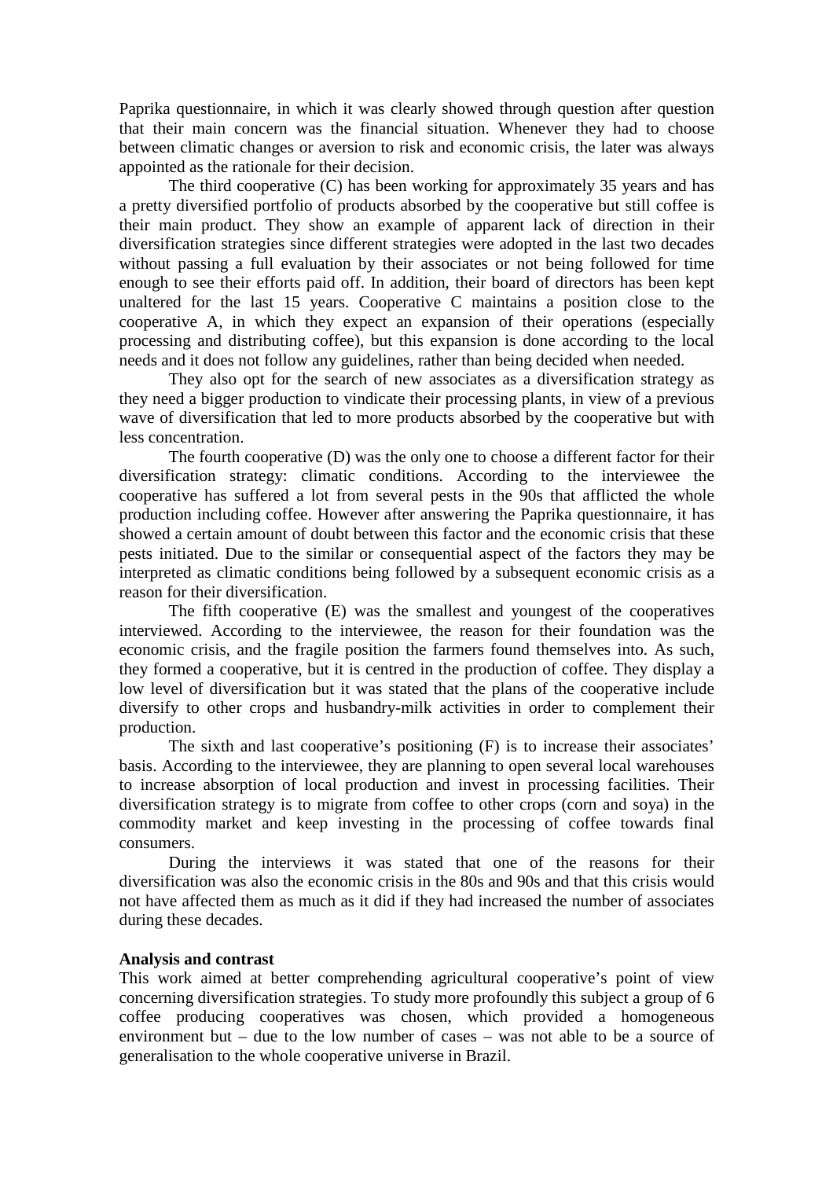Paprika questionnaire, in which it was clearly showed through question after question that their main concern was the financial situation. Whenever they had to choose between climatic changes or aversion to risk and economic crisis, the later was always appointed as the rationale for their decision.

The third cooperative (C) has been working for approximately 35 years and has a pretty diversified portfolio of products absorbed by the cooperative but still coffee is their main product. They show an example of apparent lack of direction in their diversification strategies since different strategies were adopted in the last two decades without passing a full evaluation by their associates or not being followed for time enough to see their efforts paid off. In addition, their board of directors has been kept unaltered for the last 15 years. Cooperative C maintains a position close to the cooperative A, in which they expect an expansion of their operations (especially processing and distributing coffee), but this expansion is done according to the local needs and it does not follow any guidelines, rather than being decided when needed.

They also opt for the search of new associates as a diversification strategy as they need a bigger production to vindicate their processing plants, in view of a previous wave of diversification that led to more products absorbed by the cooperative but with less concentration.

The fourth cooperative (D) was the only one to choose a different factor for their diversification strategy: climatic conditions. According to the interviewee the cooperative has suffered a lot from several pests in the 90s that afflicted the whole production including coffee. However after answering the Paprika questionnaire, it has showed a certain amount of doubt between this factor and the economic crisis that these pests initiated. Due to the similar or consequential aspect of the factors they may be interpreted as climatic conditions being followed by a subsequent economic crisis as a reason for their diversification.

The fifth cooperative (E) was the smallest and youngest of the cooperatives interviewed. According to the interviewee, the reason for their foundation was the economic crisis, and the fragile position the farmers found themselves into. As such, they formed a cooperative, but it is centred in the production of coffee. They display a low level of diversification but it was stated that the plans of the cooperative include diversify to other crops and husbandry-milk activities in order to complement their production.

The sixth and last cooperative's positioning (F) is to increase their associates' basis. According to the interviewee, they are planning to open several local warehouses to increase absorption of local production and invest in processing facilities. Their diversification strategy is to migrate from coffee to other crops (corn and soya) in the commodity market and keep investing in the processing of coffee towards final consumers.

During the interviews it was stated that one of the reasons for their diversification was also the economic crisis in the 80s and 90s and that this crisis would not have affected them as much as it did if they had increased the number of associates during these decades.

**Analysis and contrast**

This work aimed at better comprehending agricultural cooperative's point of view concerning diversification strategies. To study more profoundly this subject a group of 6 coffee producing cooperatives was chosen, which provided a homogeneous environment but – due to the low number of cases – was not able to be a source of generalisation to the whole cooperative universe in Brazil.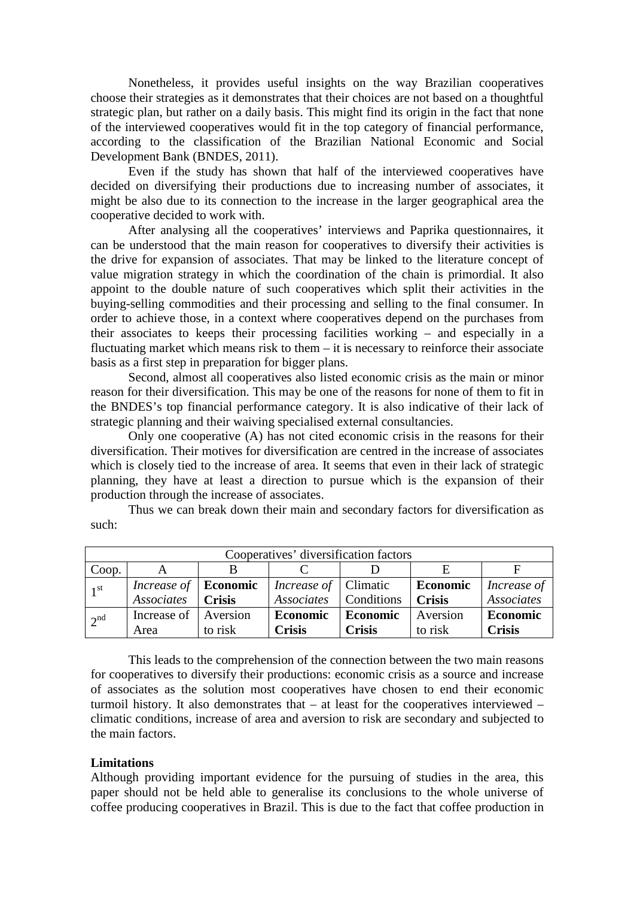Nonetheless, it provides useful insights on the way Brazilian cooperatives choose their strategies as it demonstrates that their choices are not based on a thoughtful strategic plan, but rather on a daily basis. This might find its origin in the fact that none of the interviewed cooperatives would fit in the top category of financial performance, according to the classification of the Brazilian National Economic and Social Development Bank (BNDES, 2011).

Even if the study has shown that half of the interviewed cooperatives have decided on diversifying their productions due to increasing number of associates, it might be also due to its connection to the increase in the larger geographical area the cooperative decided to work with.

After analysing all the cooperatives' interviews and Paprika questionnaires, it can be understood that the main reason for cooperatives to diversify their activities is the drive for expansion of associates. That may be linked to the literature concept of value migration strategy in which the coordination of the chain is primordial. It also appoint to the double nature of such cooperatives which split their activities in the buying-selling commodities and their processing and selling to the final consumer. In order to achieve those, in a context where cooperatives depend on the purchases from their associates to keeps their processing facilities working – and especially in a fluctuating market which means risk to them – it is necessary to reinforce their associate basis as a first step in preparation for bigger plans.

Second, almost all cooperatives also listed economic crisis as the main or minor reason for their diversification. This may be one of the reasons for none of them to fit in the BNDES's top financial performance category. It is also indicative of their lack of strategic planning and their waiving specialised external consultancies.

Only one cooperative (A) has not cited economic crisis in the reasons for their diversification. Their motives for diversification are centred in the increase of associates which is closely tied to the increase of area. It seems that even in their lack of strategic planning, they have at least a direction to pursue which is the expansion of their production through the increase of associates.

Thus we can break down their main and secondary factors for diversification as such:

| Cooperatives' diversification factors | | | | | | |
|---|---|---|---|---|---|---|
| Coop. | A | B | C | D | E | F |
| 1st | *Increase of Associates* | **Economic Crisis** | *Increase of Associates* | Climatic Conditions | **Economic Crisis** | *Increase of Associates* |
| 2nd | Increase of Area | Aversion to risk | **Economic Crisis** | **Economic Crisis** | Aversion to risk | **Economic Crisis** |

This leads to the comprehension of the connection between the two main reasons for cooperatives to diversify their productions: economic crisis as a source and increase of associates as the solution most cooperatives have chosen to end their economic turmoil history. It also demonstrates that – at least for the cooperatives interviewed – climatic conditions, increase of area and aversion to risk are secondary and subjected to the main factors.

### Limitations

Although providing important evidence for the pursuing of studies in the area, this paper should not be held able to generalise its conclusions to the whole universe of coffee producing cooperatives in Brazil. This is due to the fact that coffee production in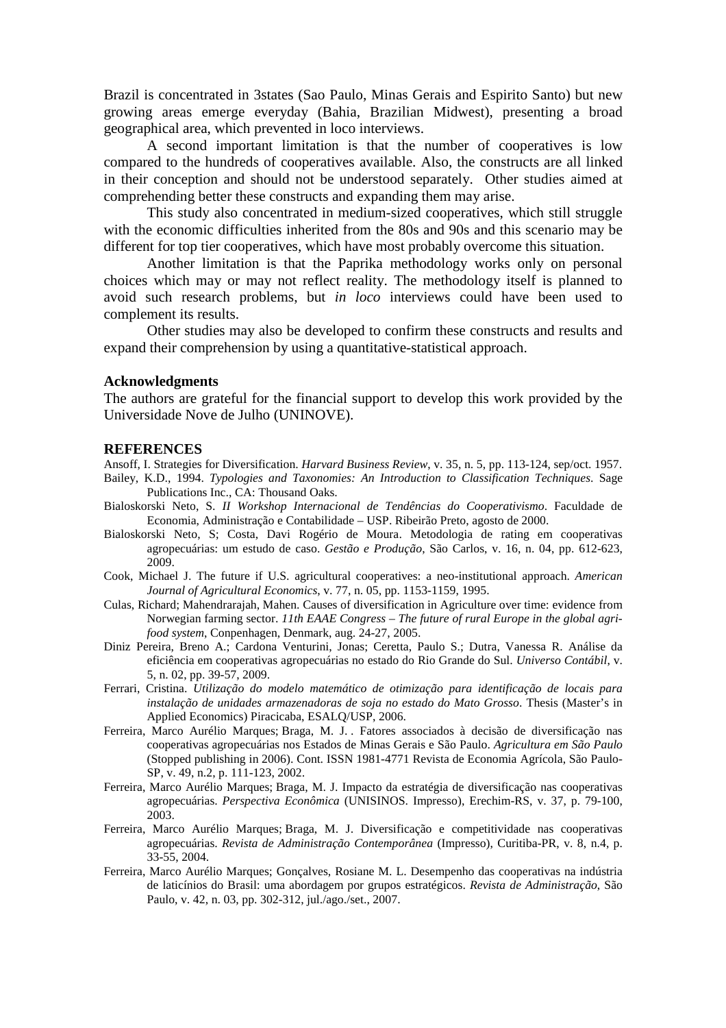Brazil is concentrated in 3states (Sao Paulo, Minas Gerais and Espirito Santo) but new growing areas emerge everyday (Bahia, Brazilian Midwest), presenting a broad geographical area, which prevented in loco interviews.

A second important limitation is that the number of cooperatives is low compared to the hundreds of cooperatives available. Also, the constructs are all linked in their conception and should not be understood separately. Other studies aimed at comprehending better these constructs and expanding them may arise.

This study also concentrated in medium-sized cooperatives, which still struggle with the economic difficulties inherited from the 80s and 90s and this scenario may be different for top tier cooperatives, which have most probably overcome this situation.

Another limitation is that the Paprika methodology works only on personal choices which may or may not reflect reality. The methodology itself is planned to avoid such research problems, but *in loco* interviews could have been used to complement its results.

Other studies may also be developed to confirm these constructs and results and expand their comprehension by using a quantitative-statistical approach.

### Acknowledgments

The authors are grateful for the financial support to develop this work provided by the Universidade Nove de Julho (UNINOVE).

## REFERENCES

Ansoff, I. Strategies for Diversification. *Harvard Business Review*, v. 35, n. 5, pp. 113-124, sep/oct. 1957.

Bailey, K.D., 1994. *Typologies and Taxonomies: An Introduction to Classification Techniques*. Sage Publications Inc., CA: Thousand Oaks.

Bialoskorski Neto, S. *II Workshop Internacional de Tendências do Cooperativismo*. Faculdade de Economia, Administração e Contabilidade – USP. Ribeirão Preto, agosto de 2000.

Bialoskorski Neto, S; Costa, Davi Rogério de Moura. Metodologia de rating em cooperativas agropecuárias: um estudo de caso. *Gestão e Produção*, São Carlos, v. 16, n. 04, pp. 612-623, 2009.

Cook, Michael J. The future if U.S. agricultural cooperatives: a neo-institutional approach. *American Journal of Agricultural Economics*, v. 77, n. 05, pp. 1153-1159, 1995.

Culas, Richard; Mahendrarajah, Mahen. Causes of diversification in Agriculture over time: evidence from Norwegian farming sector. *11th EAAE Congress – The future of rural Europe in the global agri-food system*, Conpenhagen, Denmark, aug. 24-27, 2005.

Diniz Pereira, Breno A.; Cardona Venturini, Jonas; Ceretta, Paulo S.; Dutra, Vanessa R. Análise da eficiência em cooperativas agropecuárias no estado do Rio Grande do Sul. *Universo Contábil*, v. 5, n. 02, pp. 39-57, 2009.

Ferrari, Cristina. *Utilização do modelo matemático de otimização para identificação de locais para instalação de unidades armazenadoras de soja no estado do Mato Grosso*. Thesis (Master's in Applied Economics) Piracicaba, ESALQ/USP, 2006.

Ferreira, Marco Aurélio Marques; Braga, M. J. . Fatores associados à decisão de diversificação nas cooperativas agropecuárias nos Estados de Minas Gerais e São Paulo. *Agricultura em São Paulo* (Stopped publishing in 2006). Cont. ISSN 1981-4771 Revista de Economia Agrícola, São Paulo-SP, v. 49, n.2, p. 111-123, 2002.

Ferreira, Marco Aurélio Marques; Braga, M. J. Impacto da estratégia de diversificação nas cooperativas agropecuárias. *Perspectiva Econômica* (UNISINOS. Impresso), Erechim-RS, v. 37, p. 79-100, 2003.

Ferreira, Marco Aurélio Marques; Braga, M. J. Diversificação e competitividade nas cooperativas agropecuárias. *Revista de Administração Contemporânea* (Impresso), Curitiba-PR, v. 8, n.4, p. 33-55, 2004.

Ferreira, Marco Aurélio Marques; Gonçalves, Rosiane M. L. Desempenho das cooperativas na indústria de laticínios do Brasil: uma abordagem por grupos estratégicos. *Revista de Administração*, São Paulo, v. 42, n. 03, pp. 302-312, jul./ago./set., 2007.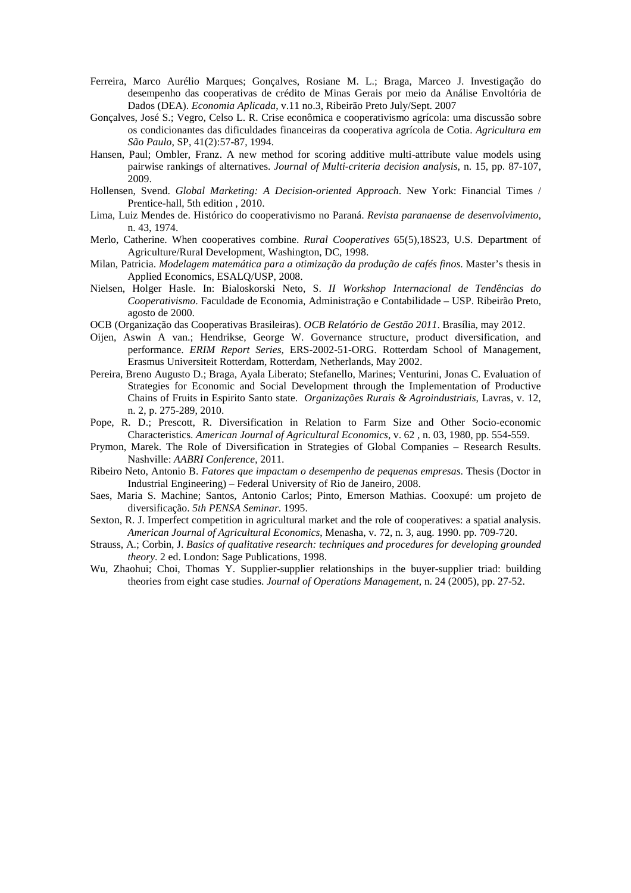Ferreira, Marco Aurélio Marques; Gonçalves, Rosiane M. L.; Braga, Marceo J. Investigação do desempenho das cooperativas de crédito de Minas Gerais por meio da Análise Envoltória de Dados (DEA). *Economia Aplicada*, v.11 no.3, Ribeirão Preto July/Sept. 2007

Gonçalves, José S.; Vegro, Celso L. R. Crise econômica e cooperativismo agrícola: uma discussão sobre os condicionantes das dificuldades financeiras da cooperativa agrícola de Cotia. *Agricultura em São Paulo*, SP, 41(2):57-87, 1994.

Hansen, Paul; Ombler, Franz. A new method for scoring additive multi-attribute value models using pairwise rankings of alternatives. *Journal of Multi-criteria decision analysis*, n. 15, pp. 87-107, 2009.

Hollensen, Svend. *Global Marketing: A Decision-oriented Approach*. New York: Financial Times / Prentice-hall, 5th edition , 2010.

Lima, Luiz Mendes de. Histórico do cooperativismo no Paraná. *Revista paranaense de desenvolvimento*, n. 43, 1974.

Merlo, Catherine. When cooperatives combine. *Rural Cooperatives* 65(5),18S23, U.S. Department of Agriculture/Rural Development, Washington, DC, 1998.

Milan, Patricia. *Modelagem matemática para a otimização da produção de cafés finos*. Master's thesis in Applied Economics, ESALQ/USP, 2008.

Nielsen, Holger Hasle. In: Bialoskorski Neto, S. *II Workshop Internacional de Tendências do Cooperativismo*. Faculdade de Economia, Administração e Contabilidade – USP. Ribeirão Preto, agosto de 2000.

OCB (Organização das Cooperativas Brasileiras). *OCB Relatório de Gestão 2011*. Brasília, may 2012.

Oijen, Aswin A van.; Hendrikse, George W. Governance structure, product diversification, and performance. *ERIM Report Series*, ERS-2002-51-ORG. Rotterdam School of Management, Erasmus Universiteit Rotterdam, Rotterdam, Netherlands, May 2002.

Pereira, Breno Augusto D.; Braga, Ayala Liberato; Stefanello, Marines; Venturini, Jonas C. Evaluation of Strategies for Economic and Social Development through the Implementation of Productive Chains of Fruits in Espirito Santo state. *Organizações Rurais & Agroindustriais*, Lavras, v. 12, n. 2, p. 275-289, 2010.

Pope, R. D.; Prescott, R. Diversification in Relation to Farm Size and Other Socio-economic Characteristics. *American Journal of Agricultural Economics*, v. 62 , n. 03, 1980, pp. 554-559.

Prymon, Marek. The Role of Diversification in Strategies of Global Companies – Research Results. Nashville: *AABRI Conference*, 2011.

Ribeiro Neto, Antonio B. *Fatores que impactam o desempenho de pequenas empresas*. Thesis (Doctor in Industrial Engineering) – Federal University of Rio de Janeiro, 2008.

Saes, Maria S. Machine; Santos, Antonio Carlos; Pinto, Emerson Mathias. Cooxupé: um projeto de diversificação. *5th PENSA Seminar*. 1995.

Sexton, R. J. Imperfect competition in agricultural market and the role of cooperatives: a spatial analysis. *American Journal of Agricultural Economics*, Menasha, v. 72, n. 3, aug. 1990. pp. 709-720.

Strauss, A.; Corbin, J. *Basics of qualitative research: techniques and procedures for developing grounded theory*. 2 ed. London: Sage Publications, 1998.

Wu, Zhaohui; Choi, Thomas Y. Supplier-supplier relationships in the buyer-supplier triad: building theories from eight case studies. *Journal of Operations Management*, n. 24 (2005), pp. 27-52.